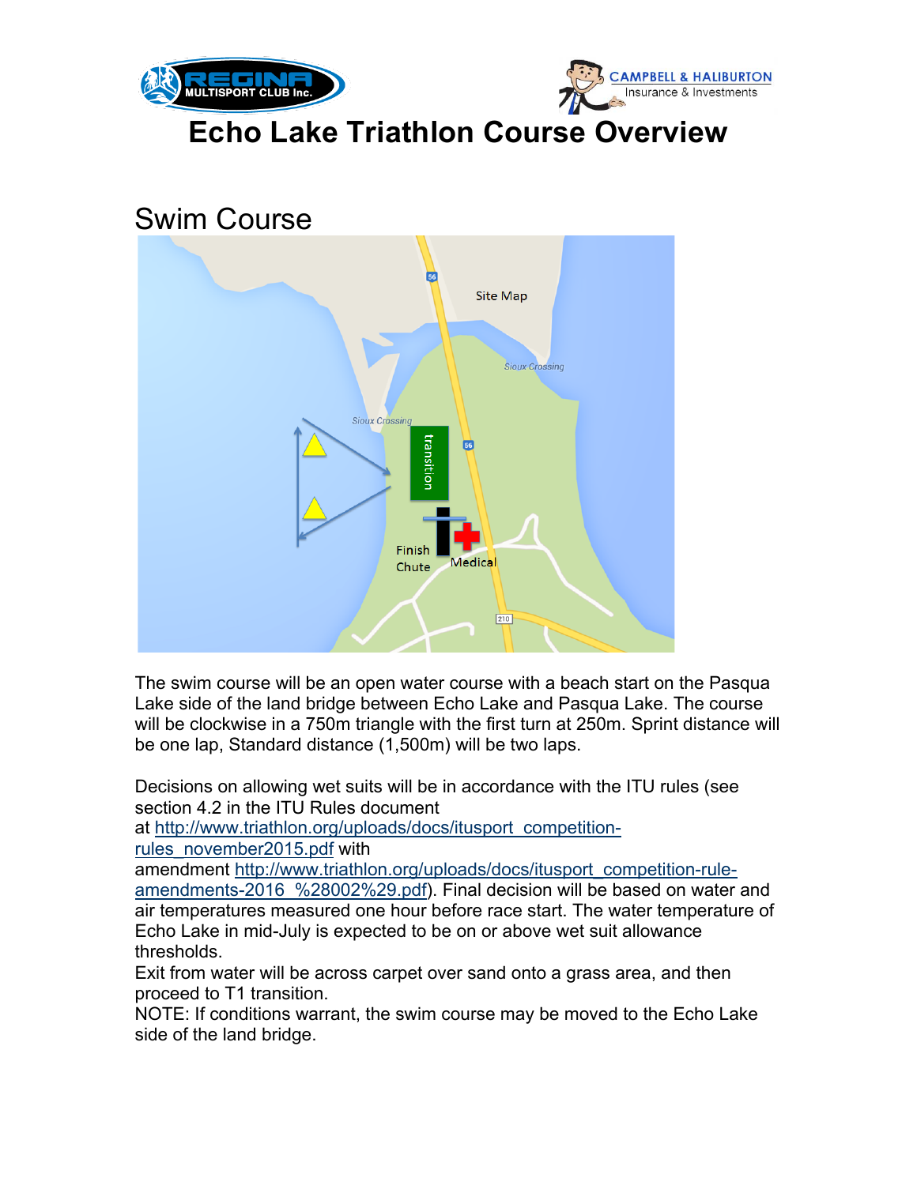# Echo Lake Triathlon Course Overview

## Swim Course

The swim course will be an open water course with a beach start on the Pasqua Lake side of the land bridge between Echo Lake and Pasqua Lake. The course will be clockwise in a 750m triangle with the first turn at 250m. Sprint distance will be one lap, Standard distance (1,500m) will be two laps.

Decisions on allowing wet suits will be in accordance with the ITU rules (see section 4.2 in the ITU Rules document at http://www.triathlon.org/uploads/docs/itusport_competition-rules_november2015.pdf with amendment http://www.triathlon.org/uploads/docs/itusport_competition-rule-amendments-2016_%28002%29.pdf). Final decision will be based on water and air temperatures measured one hour before race start. The water temperature of Echo Lake in mid-July is expected to be on or above wet suit allowance thresholds.

Exit from water will be across carpet over sand onto a grass area, and then proceed to T1 transition.

NOTE: If conditions warrant, the swim course may be moved to the Echo Lake side of the land bridge.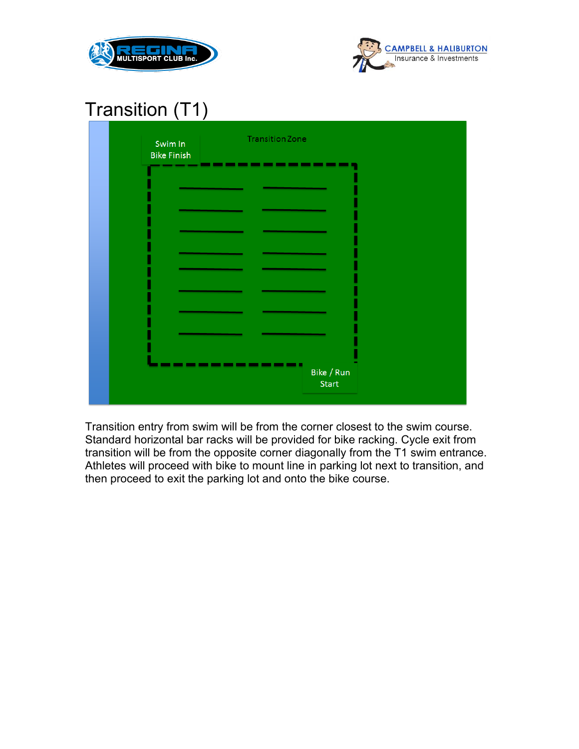# Transition (T1)

Transition Zone

Swim In
Bike Finish

Bike / Run
Start

Transition entry from swim will be from the corner closest to the swim course. Standard horizontal bar racks will be provided for bike racking. Cycle exit from transition will be from the opposite corner diagonally from the T1 swim entrance. Athletes will proceed with bike to mount line in parking lot next to transition, and then proceed to exit the parking lot and onto the bike course.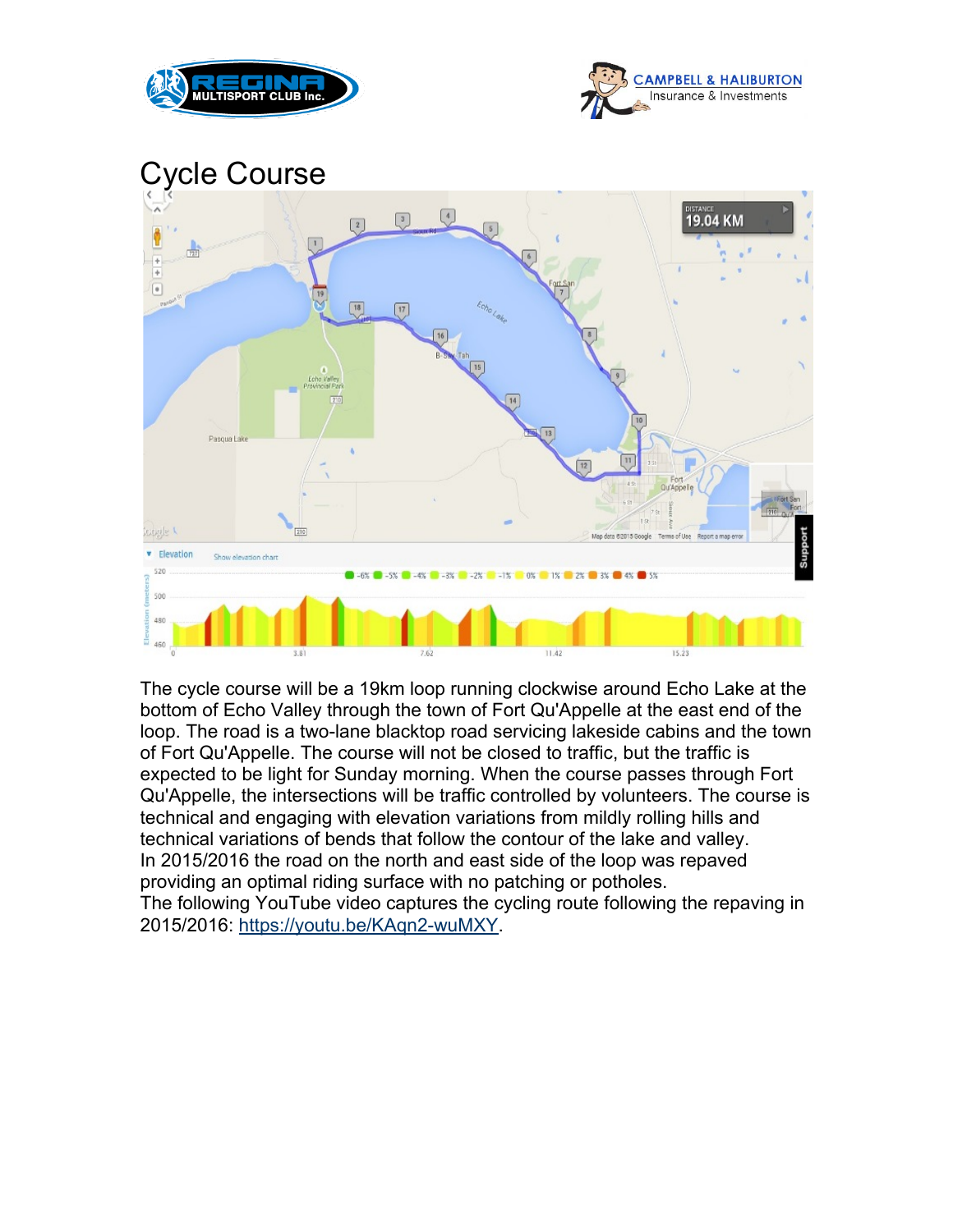# Cycle Course

The cycle course will be a 19km loop running clockwise around Echo Lake at the bottom of Echo Valley through the town of Fort Qu'Appelle at the east end of the loop. The road is a two-lane blacktop road servicing lakeside cabins and the town of Fort Qu'Appelle. The course will not be closed to traffic, but the traffic is expected to be light for Sunday morning. When the course passes through Fort Qu'Appelle, the intersections will be traffic controlled by volunteers. The course is technical and engaging with elevation variations from mildly rolling hills and technical variations of bends that follow the contour of the lake and valley.
In 2015/2016 the road on the north and east side of the loop was repaved providing an optimal riding surface with no patching or potholes.
The following YouTube video captures the cycling route following the repaving in 2015/2016: [https://youtu.be/KAqn2-wuMXY](https://youtu.be/KAqn2-wuMXY).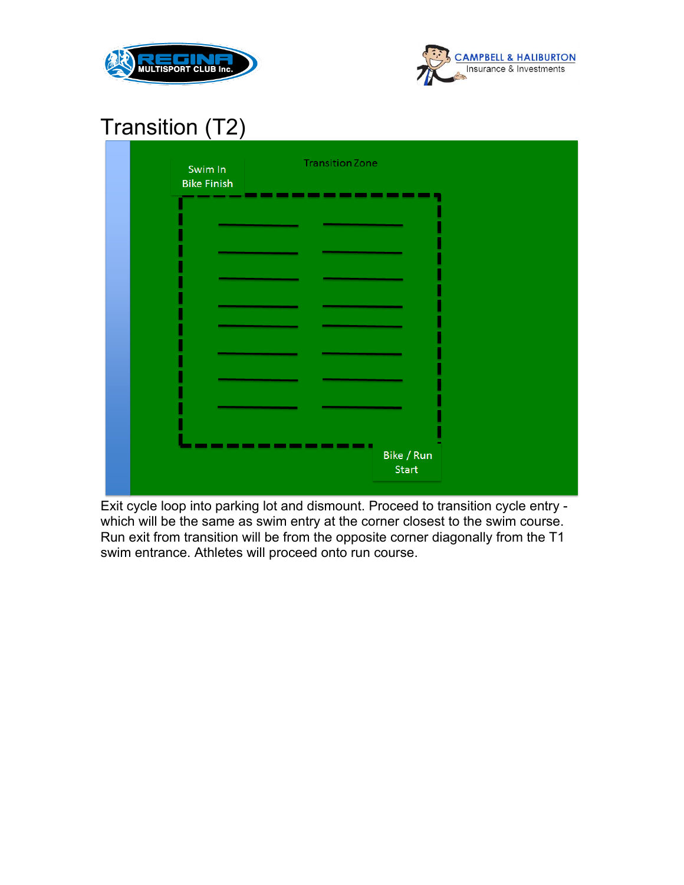# Transition (T2)

Transition Zone

Swim In
Bike Finish

Bike / Run
Start

Exit cycle loop into parking lot and dismount. Proceed to transition cycle entry - which will be the same as swim entry at the corner closest to the swim course. Run exit from transition will be from the opposite corner diagonally from the T1 swim entrance. Athletes will proceed onto run course.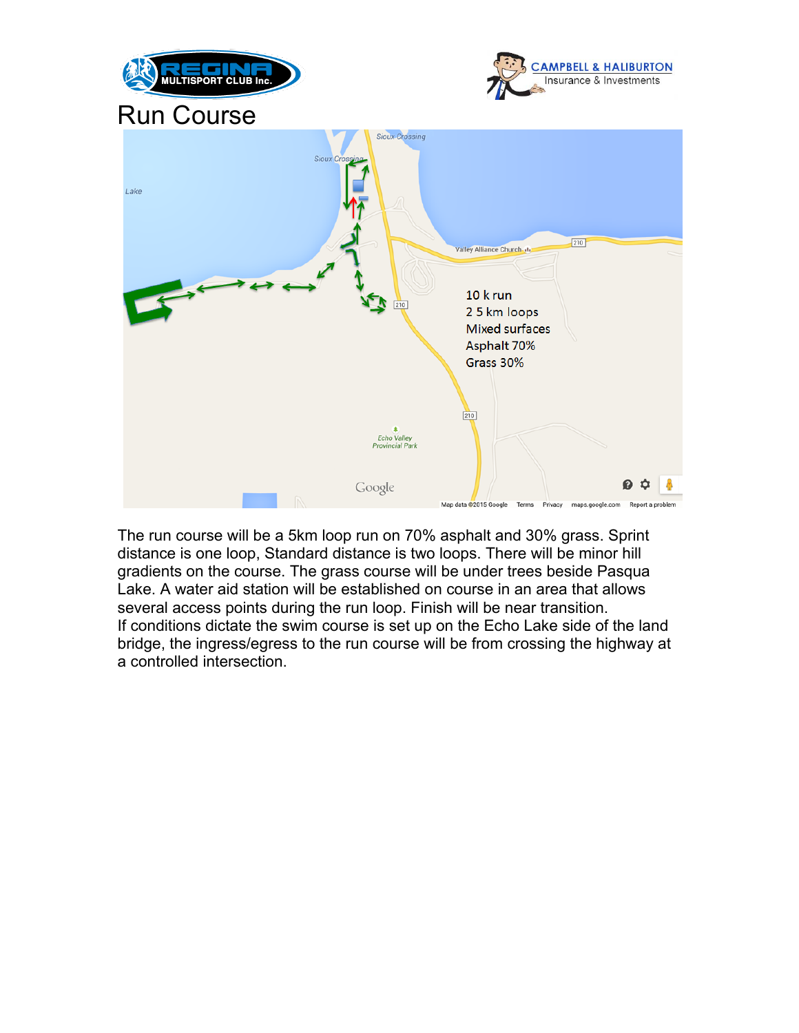# Run Course

10 k run
2 5 km loops
Mixed surfaces
Asphalt 70%
Grass 30%

The run course will be a 5km loop run on 70% asphalt and 30% grass. Sprint distance is one loop, Standard distance is two loops. There will be minor hill gradients on the course. The grass course will be under trees beside Pasqua Lake. A water aid station will be established on course in an area that allows several access points during the run loop. Finish will be near transition.
If conditions dictate the swim course is set up on the Echo Lake side of the land bridge, the ingress/egress to the run course will be from crossing the highway at a controlled intersection.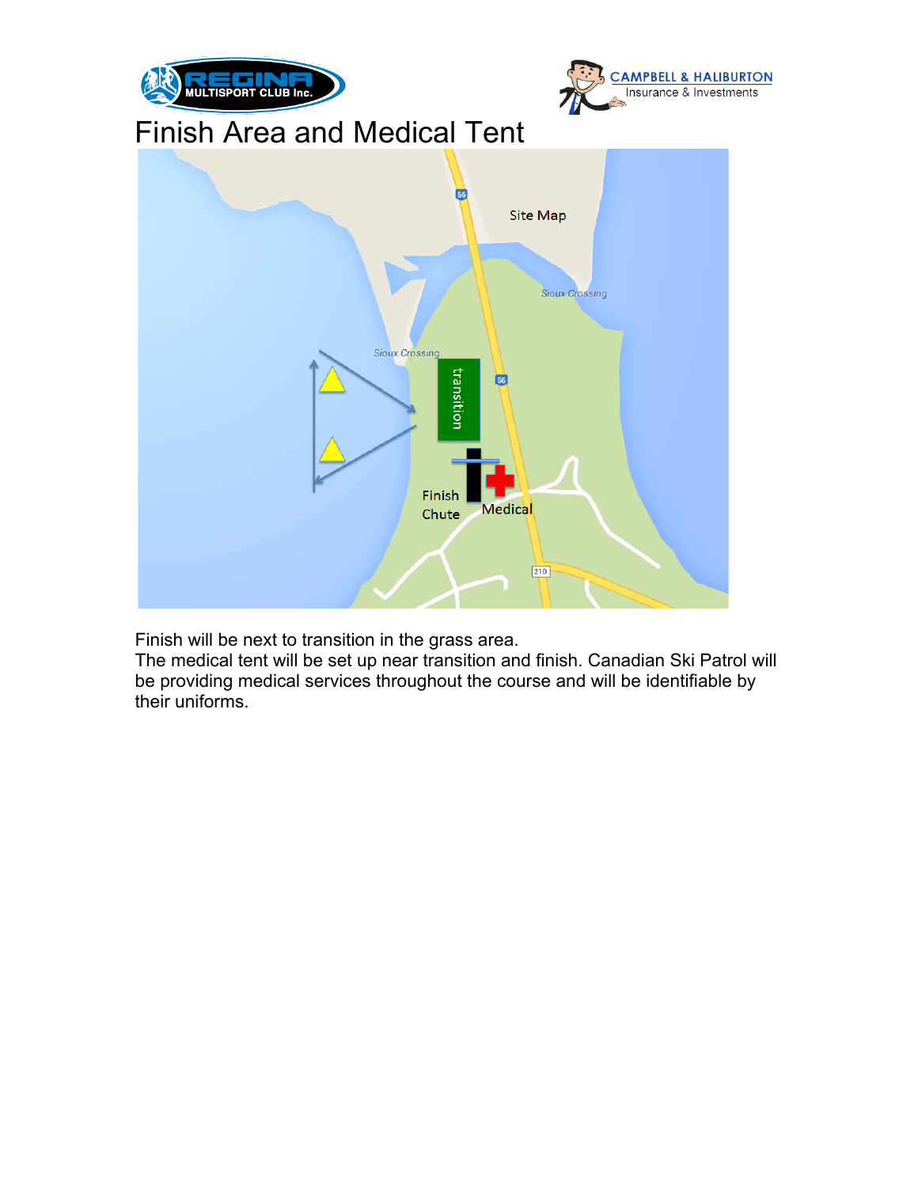# Finish Area and Medical Tent

Site Map

Sioux Crossing

Sioux Crossing

56

56

transition

Finish Chute

Medical

210

Finish will be next to transition in the grass area.
The medical tent will be set up near transition and finish. Canadian Ski Patrol will be providing medical services throughout the course and will be identifiable by their uniforms.